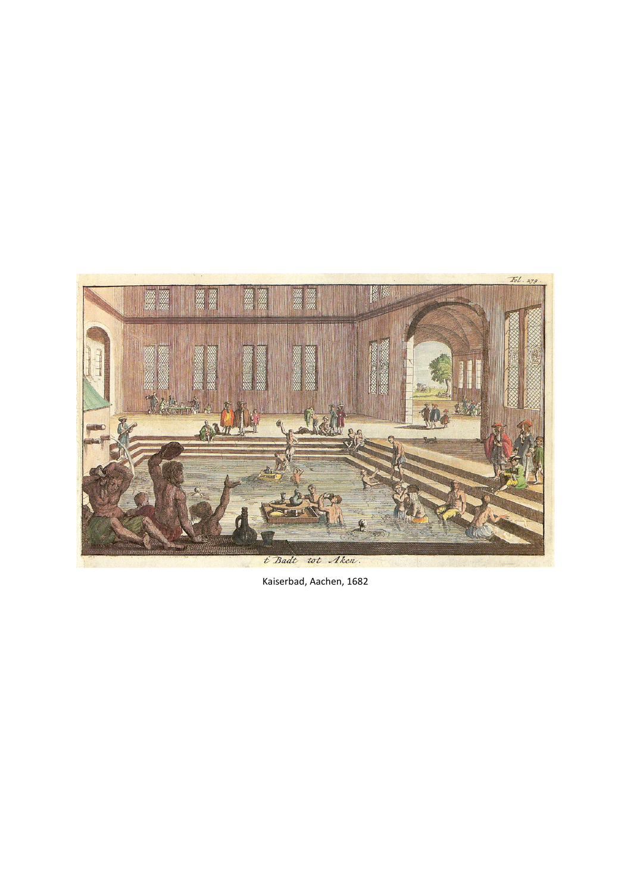Fol. 279.

t Badt tot Aken.

Kaiserbad, Aachen, 1682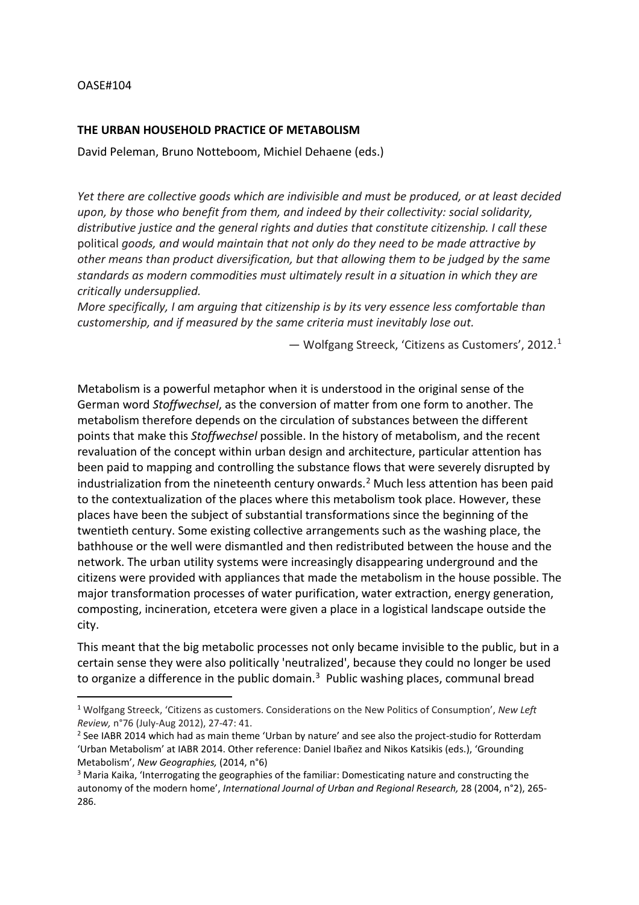OASE#104

**THE URBAN HOUSEHOLD PRACTICE OF METABOLISM**

David Peleman, Bruno Notteboom, Michiel Dehaene (eds.)

*Yet there are collective goods which are indivisible and must be produced, or at least decided upon, by those who benefit from them, and indeed by their collectivity: social solidarity, distributive justice and the general rights and duties that constitute citizenship. I call these* political *goods, and would maintain that not only do they need to be made attractive by other means than product diversification, but that allowing them to be judged by the same standards as modern commodities must ultimately result in a situation in which they are critically undersupplied.*
*More specifically, I am arguing that citizenship is by its very essence less comfortable than customership, and if measured by the same criteria must inevitably lose out.*

— Wolfgang Streeck, 'Citizens as Customers', 2012.[1]

Metabolism is a powerful metaphor when it is understood in the original sense of the German word *Stoffwechsel*, as the conversion of matter from one form to another. The metabolism therefore depends on the circulation of substances between the different points that make this *Stoffwechsel* possible. In the history of metabolism, and the recent revaluation of the concept within urban design and architecture, particular attention has been paid to mapping and controlling the substance flows that were severely disrupted by industrialization from the nineteenth century onwards.[2] Much less attention has been paid to the contextualization of the places where this metabolism took place. However, these places have been the subject of substantial transformations since the beginning of the twentieth century. Some existing collective arrangements such as the washing place, the bathhouse or the well were dismantled and then redistributed between the house and the network. The urban utility systems were increasingly disappearing underground and the citizens were provided with appliances that made the metabolism in the house possible. The major transformation processes of water purification, water extraction, energy generation, composting, incineration, etcetera were given a place in a logistical landscape outside the city.

This meant that the big metabolic processes not only became invisible to the public, but in a certain sense they were also politically 'neutralized', because they could no longer be used to organize a difference in the public domain.[3] Public washing places, communal bread

---

[1] Wolfgang Streeck, 'Citizens as customers. Considerations on the New Politics of Consumption', *New Left Review,* n°76 (July-Aug 2012), 27-47: 41.

[2] See IABR 2014 which had as main theme 'Urban by nature' and see also the project-studio for Rotterdam 'Urban Metabolism' at IABR 2014. Other reference: Daniel Ibañez and Nikos Katsikis (eds.), 'Grounding Metabolism', *New Geographies,* (2014, n°6)

[3] Maria Kaika, 'Interrogating the geographies of the familiar: Domesticating nature and constructing the autonomy of the modern home', *International Journal of Urban and Regional Research,* 28 (2004, n°2), 265-286.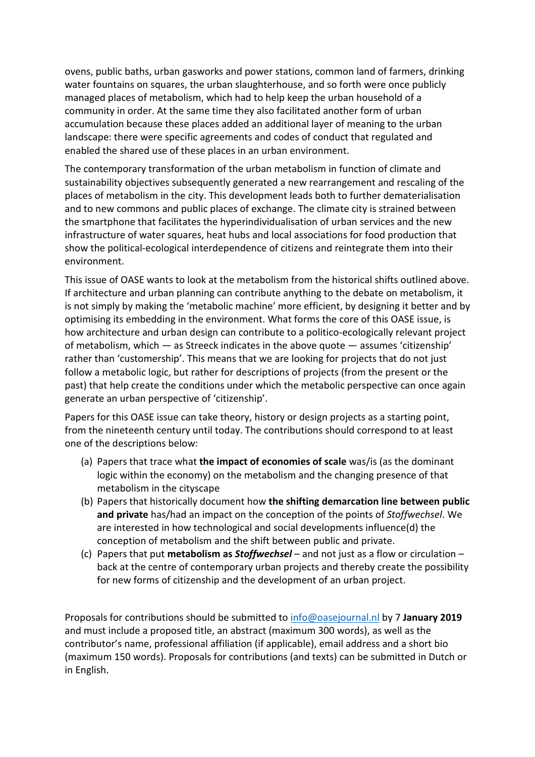ovens, public baths, urban gasworks and power stations, common land of farmers, drinking water fountains on squares, the urban slaughterhouse, and so forth were once publicly managed places of metabolism, which had to help keep the urban household of a community in order. At the same time they also facilitated another form of urban accumulation because these places added an additional layer of meaning to the urban landscape: there were specific agreements and codes of conduct that regulated and enabled the shared use of these places in an urban environment.

The contemporary transformation of the urban metabolism in function of climate and sustainability objectives subsequently generated a new rearrangement and rescaling of the places of metabolism in the city. This development leads both to further dematerialisation and to new commons and public places of exchange. The climate city is strained between the smartphone that facilitates the hyperindividualisation of urban services and the new infrastructure of water squares, heat hubs and local associations for food production that show the political-ecological interdependence of citizens and reintegrate them into their environment.

This issue of OASE wants to look at the metabolism from the historical shifts outlined above. If architecture and urban planning can contribute anything to the debate on metabolism, it is not simply by making the 'metabolic machine' more efficient, by designing it better and by optimising its embedding in the environment. What forms the core of this OASE issue, is how architecture and urban design can contribute to a politico-ecologically relevant project of metabolism, which — as Streeck indicates in the above quote — assumes 'citizenship' rather than 'customership'. This means that we are looking for projects that do not just follow a metabolic logic, but rather for descriptions of projects (from the present or the past) that help create the conditions under which the metabolic perspective can once again generate an urban perspective of 'citizenship'.

Papers for this OASE issue can take theory, history or design projects as a starting point, from the nineteenth century until today. The contributions should correspond to at least one of the descriptions below:

(a) Papers that trace what **the impact of economies of scale** was/is (as the dominant logic within the economy) on the metabolism and the changing presence of that metabolism in the cityscape
(b) Papers that historically document how **the shifting demarcation line between public and private** has/had an impact on the conception of the points of *Stoffwechsel*. We are interested in how technological and social developments influence(d) the conception of metabolism and the shift between public and private.
(c) Papers that put **metabolism as *Stoffwechsel*** – and not just as a flow or circulation – back at the centre of contemporary urban projects and thereby create the possibility for new forms of citizenship and the development of an urban project.

Proposals for contributions should be submitted to info@oasejournal.nl by 7 **January 2019** and must include a proposed title, an abstract (maximum 300 words), as well as the contributor's name, professional affiliation (if applicable), email address and a short bio (maximum 150 words). Proposals for contributions (and texts) can be submitted in Dutch or in English.